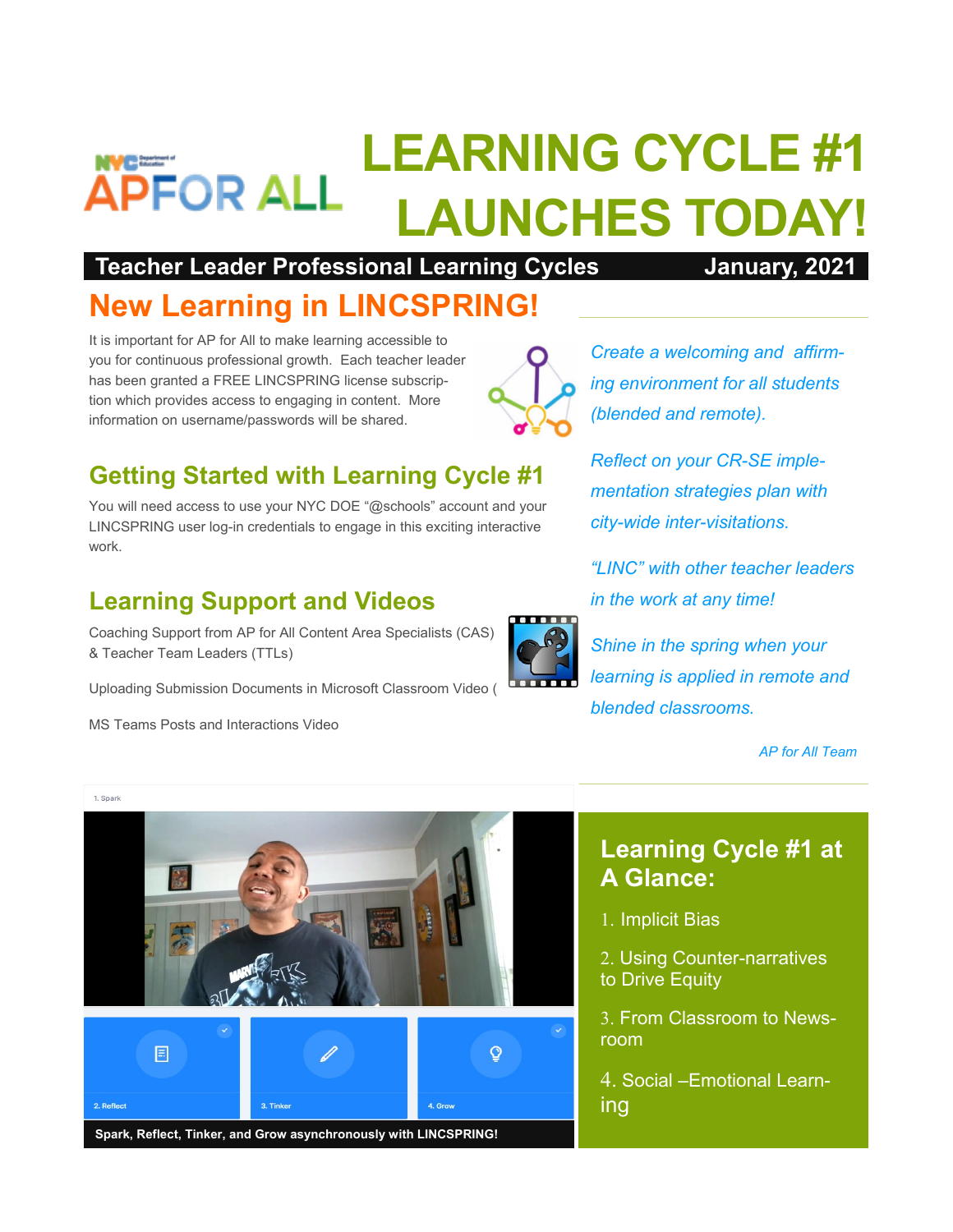NYC Department of Education

AP FOR ALL

# LEARNING CYCLE #1 LAUNCHES TODAY!

**Teacher Leader Professional Learning Cycles** **January, 2021**

## New Learning in LINCSPRING!

It is important for AP for All to make learning accessible to you for continuous professional growth. Each teacher leader has been granted a FREE LINCSPRING license subscription which provides access to engaging in content. More information on username/passwords will be shared.

## Getting Started with Learning Cycle #1

You will need access to use your NYC DOE "@schools" account and your LINCSPRING user log-in credentials to engage in this exciting interactive work.

## Learning Support and Videos

Coaching Support from AP for All Content Area Specialists (CAS) & Teacher Team Leaders (TTLs)

Uploading Submission Documents in Microsoft Classroom Video (

MS Teams Posts and Interactions Video

*Create a welcoming and affirming environment for all students (blended and remote).*

*Reflect on your CR-SE implementation strategies plan with city-wide inter-visitations.*

*"LINC" with other teacher leaders in the work at any time!*

*Shine in the spring when your learning is applied in remote and blended classrooms.*

*AP for All Team*

1. Spark

2. Reflect

3. Tinker

4. Grow

**Spark, Reflect, Tinker, and Grow asynchronously with LINCSPRING!**

## Learning Cycle #1 at A Glance:

1. Implicit Bias
2. Using Counter-narratives to Drive Equity
3. From Classroom to Newsroom
4. Social –Emotional Learning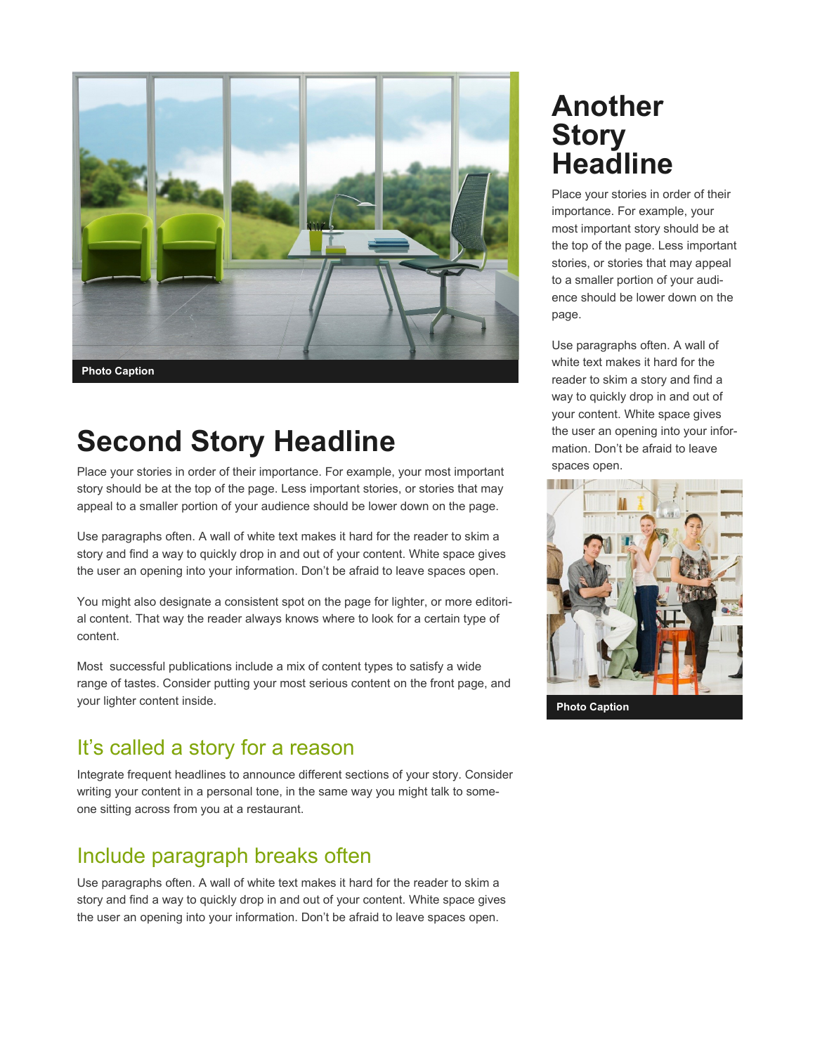Photo Caption

# Second Story Headline

Place your stories in order of their importance. For example, your most important story should be at the top of the page. Less important stories, or stories that may appeal to a smaller portion of your audience should be lower down on the page.

Use paragraphs often. A wall of white text makes it hard for the reader to skim a story and find a way to quickly drop in and out of your content. White space gives the user an opening into your information. Don't be afraid to leave spaces open.

You might also designate a consistent spot on the page for lighter, or more editorial content. That way the reader always knows where to look for a certain type of content.

Most successful publications include a mix of content types to satisfy a wide range of tastes. Consider putting your most serious content on the front page, and your lighter content inside.

## It's called a story for a reason

Integrate frequent headlines to announce different sections of your story. Consider writing your content in a personal tone, in the same way you might talk to someone sitting across from you at a restaurant.

## Include paragraph breaks often

Use paragraphs often. A wall of white text makes it hard for the reader to skim a story and find a way to quickly drop in and out of your content. White space gives the user an opening into your information. Don't be afraid to leave spaces open.

# Another Story Headline

Place your stories in order of their importance. For example, your most important story should be at the top of the page. Less important stories, or stories that may appeal to a smaller portion of your audience should be lower down on the page.

Use paragraphs often. A wall of white text makes it hard for the reader to skim a story and find a way to quickly drop in and out of your content. White space gives the user an opening into your information. Don't be afraid to leave spaces open.

Photo Caption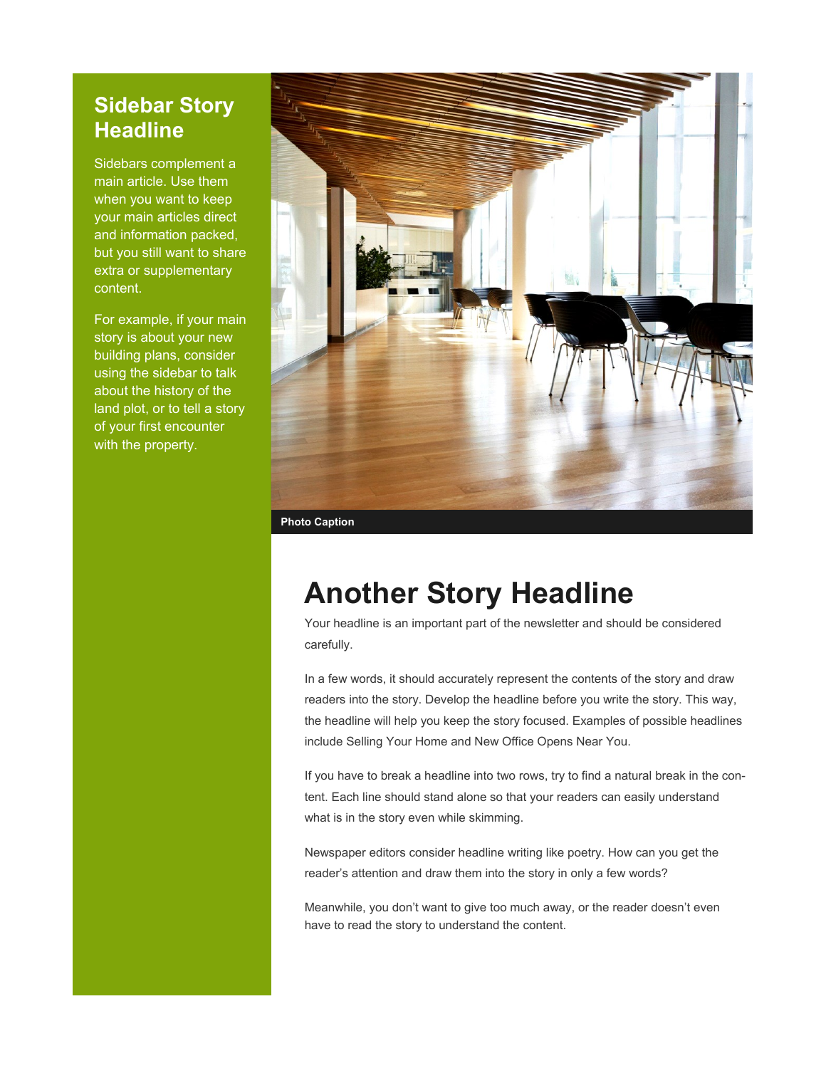## Sidebar Story Headline

Sidebars complement a main article. Use them when you want to keep your main articles direct and information packed, but you still want to share extra or supplementary content.

For example, if your main story is about your new building plans, consider using the sidebar to talk about the history of the land plot, or to tell a story of your first encounter with the property.

**Photo Caption**

# Another Story Headline

Your headline is an important part of the newsletter and should be considered carefully.

In a few words, it should accurately represent the contents of the story and draw readers into the story. Develop the headline before you write the story. This way, the headline will help you keep the story focused. Examples of possible headlines include Selling Your Home and New Office Opens Near You.

If you have to break a headline into two rows, try to find a natural break in the content. Each line should stand alone so that your readers can easily understand what is in the story even while skimming.

Newspaper editors consider headline writing like poetry. How can you get the reader's attention and draw them into the story in only a few words?

Meanwhile, you don't want to give too much away, or the reader doesn't even have to read the story to understand the content.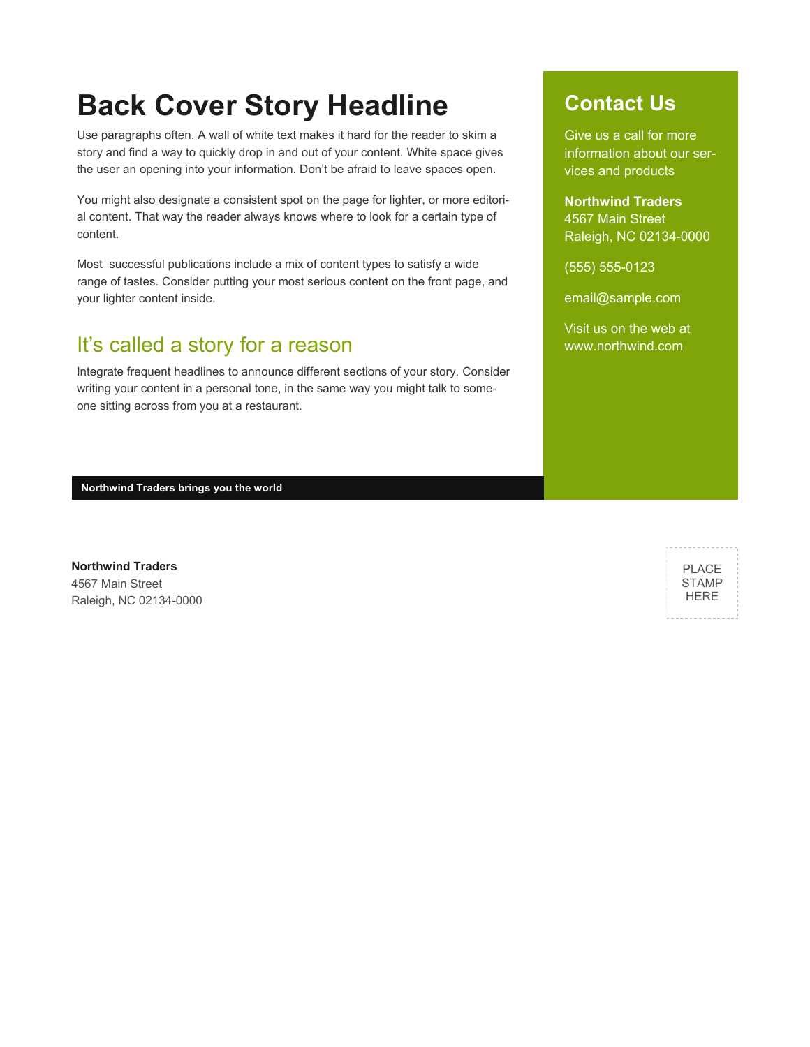# Back Cover Story Headline

Use paragraphs often. A wall of white text makes it hard for the reader to skim a story and find a way to quickly drop in and out of your content. White space gives the user an opening into your information. Don't be afraid to leave spaces open.

You might also designate a consistent spot on the page for lighter, or more editorial content. That way the reader always knows where to look for a certain type of content.

Most  successful publications include a mix of content types to satisfy a wide range of tastes. Consider putting your most serious content on the front page, and your lighter content inside.

## It's called a story for a reason

Integrate frequent headlines to announce different sections of your story. Consider writing your content in a personal tone, in the same way you might talk to someone sitting across from you at a restaurant.

**Northwind Traders brings you the world**

## Contact Us

Give us a call for more information about our services and products

**Northwind Traders**
4567 Main Street
Raleigh, NC 02134-0000

(555) 555-0123

email@sample.com

Visit us on the web at
www.northwind.com

**Northwind Traders**
4567 Main Street
Raleigh, NC 02134-0000

PLACE
STAMP
HERE